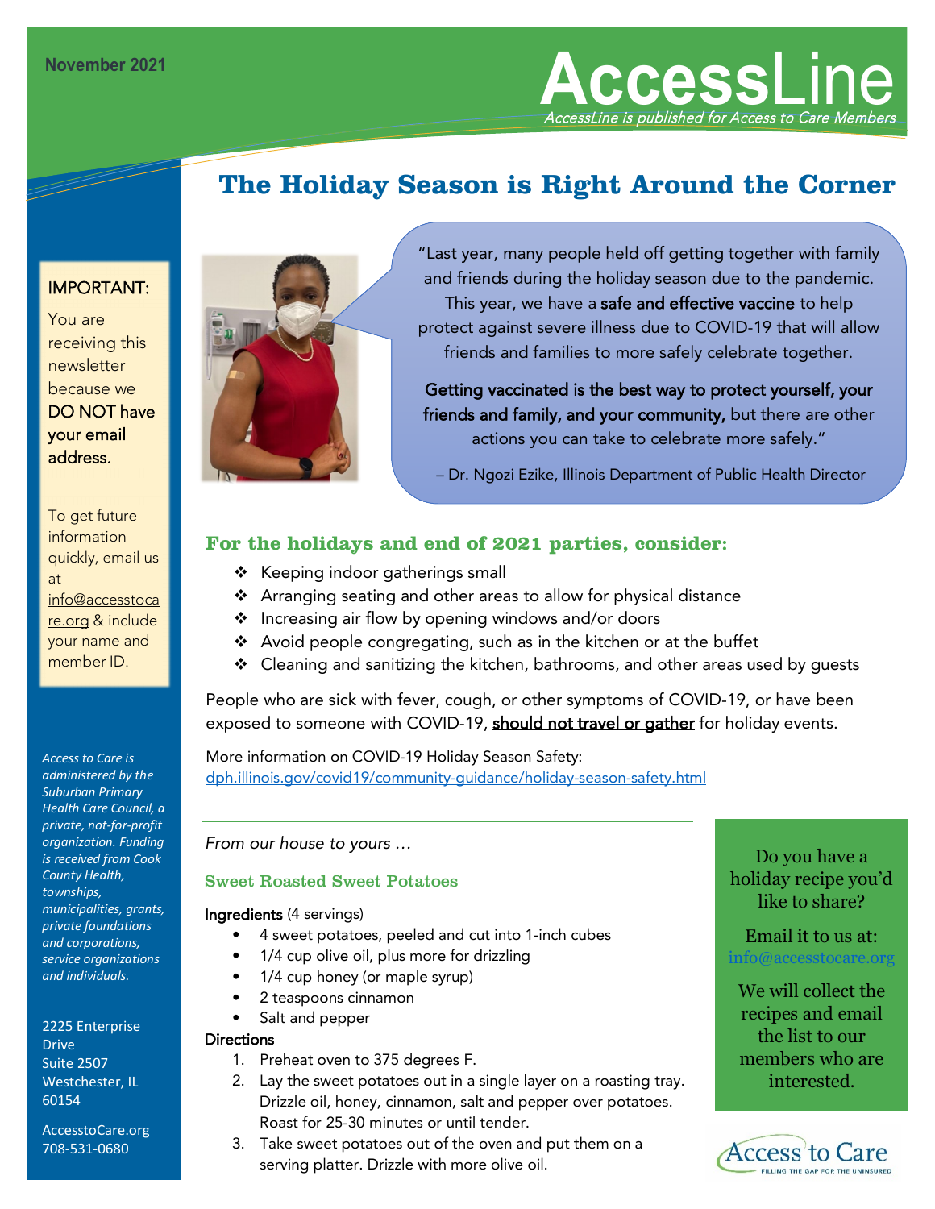November 2021

# AccessLine

*AccessLine is published for Access to Care Members*

## The Holiday Season is Right Around the Corner

"Last year, many people held off getting together with family and friends during the holiday season due to the pandemic. This year, we have a **safe and effective vaccine** to help protect against severe illness due to COVID-19 that will allow friends and families to more safely celebrate together.

**Getting vaccinated is the best way to protect yourself, your friends and family, and your community,** but there are other actions you can take to celebrate more safely."

– Dr. Ngozi Ezike, Illinois Department of Public Health Director

### For the holidays and end of 2021 parties, consider:

- Keeping indoor gatherings small
- Arranging seating and other areas to allow for physical distance
- Increasing air flow by opening windows and/or doors
- Avoid people congregating, such as in the kitchen or at the buffet
- Cleaning and sanitizing the kitchen, bathrooms, and other areas used by guests

People who are sick with fever, cough, or other symptoms of COVID-19, or have been exposed to someone with COVID-19, <u>should not travel or gather</u> for holiday events.

More information on COVID-19 Holiday Season Safety:
dph.illinois.gov/covid19/community-guidance/holiday-season-safety.html

*From our house to yours …*

### Sweet Roasted Sweet Potatoes

Ingredients (4 servings)

- 4 sweet potatoes, peeled and cut into 1-inch cubes
- 1/4 cup olive oil, plus more for drizzling
- 1/4 cup honey (or maple syrup)
- 2 teaspoons cinnamon
- Salt and pepper

Directions

1. Preheat oven to 375 degrees F.
2. Lay the sweet potatoes out in a single layer on a roasting tray. Drizzle oil, honey, cinnamon, salt and pepper over potatoes. Roast for 25-30 minutes or until tender.
3. Take sweet potatoes out of the oven and put them on a serving platter. Drizzle with more olive oil.

Do you have a holiday recipe you'd like to share?

Email it to us at: info@accesstocare.org

We will collect the recipes and email the list to our members who are interested.

IMPORTANT:

You are receiving this newsletter because we DO NOT have your email address.

To get future information quickly, email us at info@accesstocare.org & include your name and member ID.

*Access to Care is administered by the Suburban Primary Health Care Council, a private, not-for-profit organization. Funding is received from Cook County Health, townships, municipalities, grants, private foundations and corporations, service organizations and individuals.*

2225 Enterprise Drive
Suite 2507
Westchester, IL 60154

AccesstoCare.org
708-531-0680

Access to Care – FILLING THE GAP FOR THE UNINSURED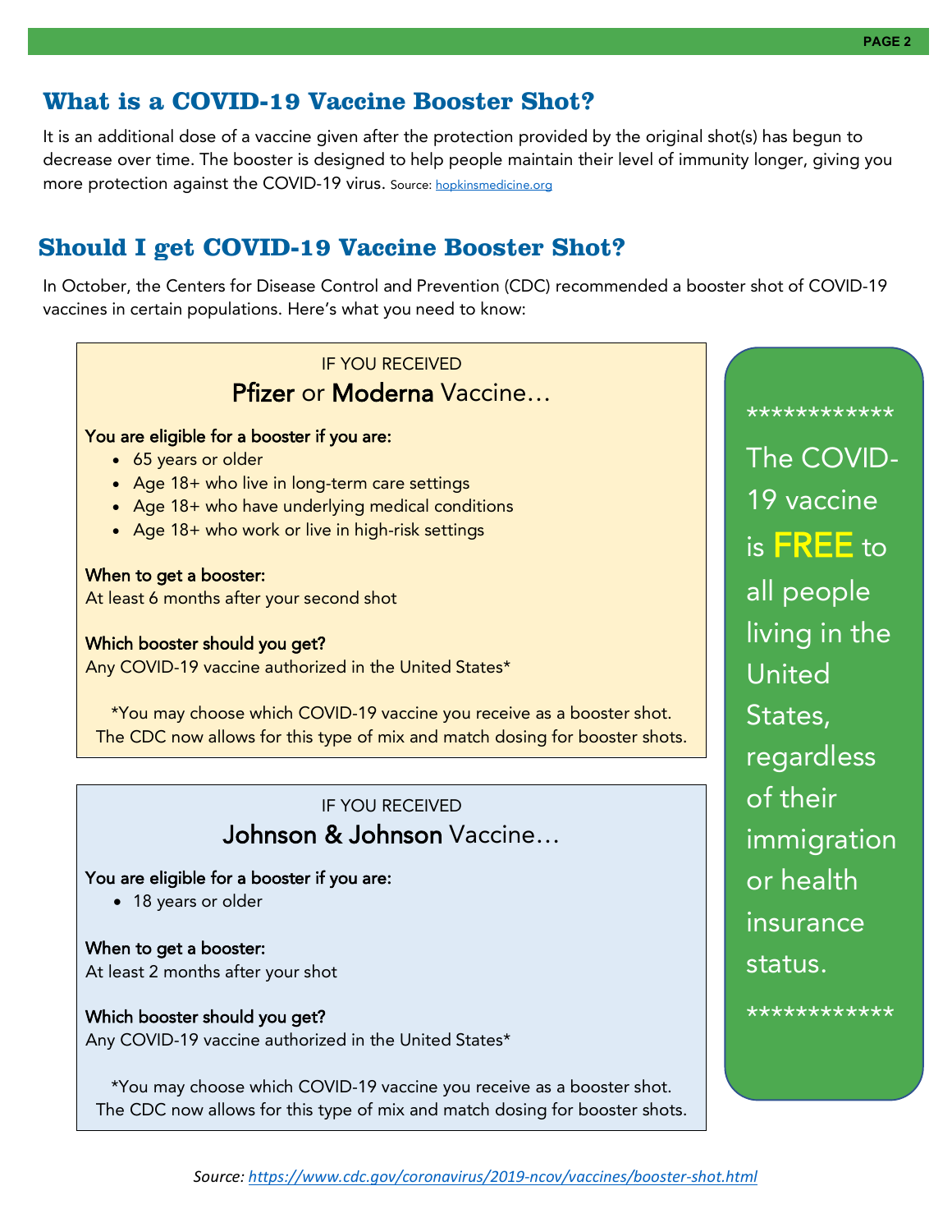## What is a COVID-19 Vaccine Booster Shot?

It is an additional dose of a vaccine given after the protection provided by the original shot(s) has begun to decrease over time. The booster is designed to help people maintain their level of immunity longer, giving you more protection against the COVID-19 virus. Source: [hopkinsmedicine.org](hopkinsmedicine.org)

## Should I get COVID-19 Vaccine Booster Shot?

In October, the Centers for Disease Control and Prevention (CDC) recommended a booster shot of COVID-19 vaccines in certain populations. Here's what you need to know:

### IF YOU RECEIVED **Pfizer** or **Moderna** Vaccine…

**You are eligible for a booster if you are:**

- 65 years or older
- Age 18+ who live in long-term care settings
- Age 18+ who have underlying medical conditions
- Age 18+ who work or live in high-risk settings

**When to get a booster:**
At least 6 months after your second shot

**Which booster should you get?**
Any COVID-19 vaccine authorized in the United States*

*You may choose which COVID-19 vaccine you receive as a booster shot. The CDC now allows for this type of mix and match dosing for booster shots.

### IF YOU RECEIVED **Johnson & Johnson** Vaccine…

**You are eligible for a booster if you are:**

- 18 years or older

**When to get a booster:**
At least 2 months after your shot

**Which booster should you get?**
Any COVID-19 vaccine authorized in the United States*

*You may choose which COVID-19 vaccine you receive as a booster shot. The CDC now allows for this type of mix and match dosing for booster shots.

************

The COVID-19 vaccine is **FREE** to all people living in the United States, regardless of their immigration or health insurance status.

************

*Source: [https://www.cdc.gov/coronavirus/2019-ncov/vaccines/booster-shot.html](https://www.cdc.gov/coronavirus/2019-ncov/vaccines/booster-shot.html)*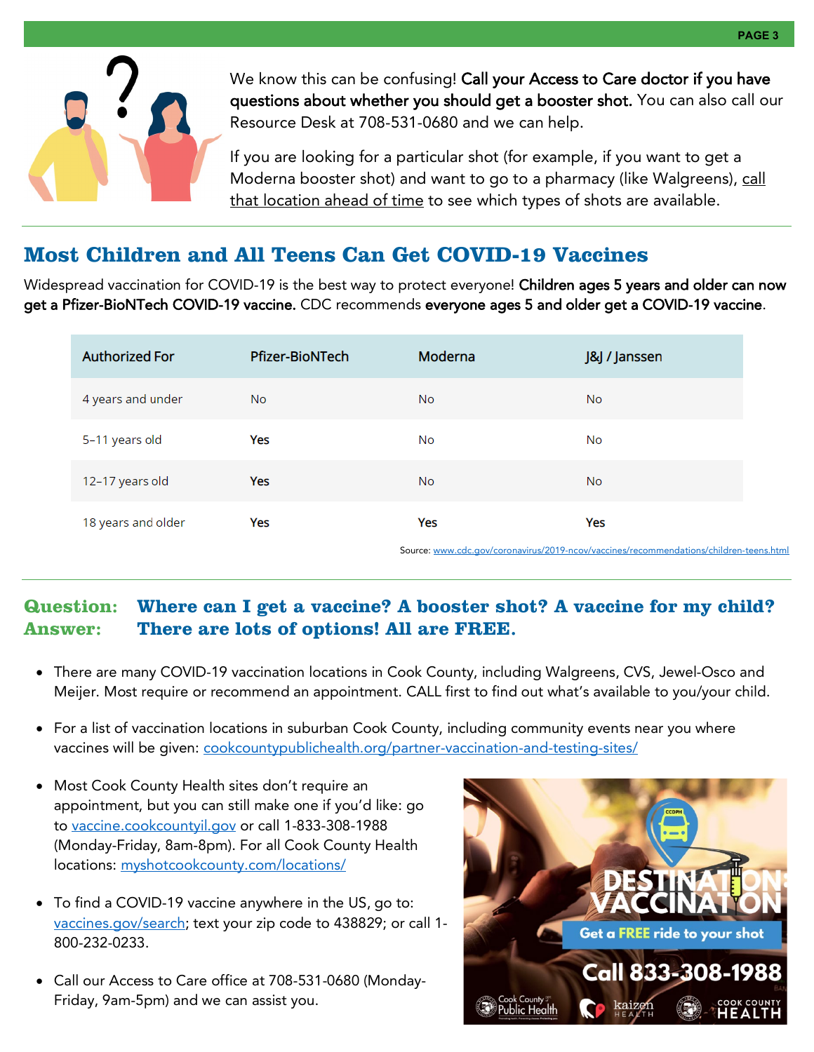We know this can be confusing! **Call your Access to Care doctor if you have questions about whether you should get a booster shot.** You can also call our Resource Desk at 708-531-0680 and we can help.

If you are looking for a particular shot (for example, if you want to get a Moderna booster shot) and want to go to a pharmacy (like Walgreens), call that location ahead of time to see which types of shots are available.

## Most Children and All Teens Can Get COVID-19 Vaccines

Widespread vaccination for COVID-19 is the best way to protect everyone! **Children ages 5 years and older can now get a Pfizer-BioNTech COVID-19 vaccine.** CDC recommends **everyone ages 5 and older get a COVID-19 vaccine**.

| Authorized For | Pfizer-BioNTech | Moderna | J&J / Janssen |
|---|---|---|---|
| 4 years and under | No | No | No |
| 5–11 years old | **Yes** | No | No |
| 12–17 years old | **Yes** | No | No |
| 18 years and older | **Yes** | **Yes** | **Yes** |

Source: www.cdc.gov/coronavirus/2019-ncov/vaccines/recommendations/children-teens.html

## Question: Where can I get a vaccine? A booster shot? A vaccine for my child?
## Answer: There are lots of options! All are FREE.

- There are many COVID-19 vaccination locations in Cook County, including Walgreens, CVS, Jewel-Osco and Meijer. Most require or recommend an appointment. CALL first to find out what's available to you/your child.
- For a list of vaccination locations in suburban Cook County, including community events near you where vaccines will be given: cookcountypublichealth.org/partner-vaccination-and-testing-sites/
- Most Cook County Health sites don't require an appointment, but you can still make one if you'd like: go to vaccine.cookcountyil.gov or call 1-833-308-1988 (Monday-Friday, 8am-8pm). For all Cook County Health locations: myshotcookcounty.com/locations/
- To find a COVID-19 vaccine anywhere in the US, go to: vaccines.gov/search; text your zip code to 438829; or call 1-800-232-0233.
- Call our Access to Care office at 708-531-0680 (Monday-Friday, 9am-5pm) and we can assist you.

DESTINATION: VACCINATION
Get a FREE ride to your shot
Call 833-308-1988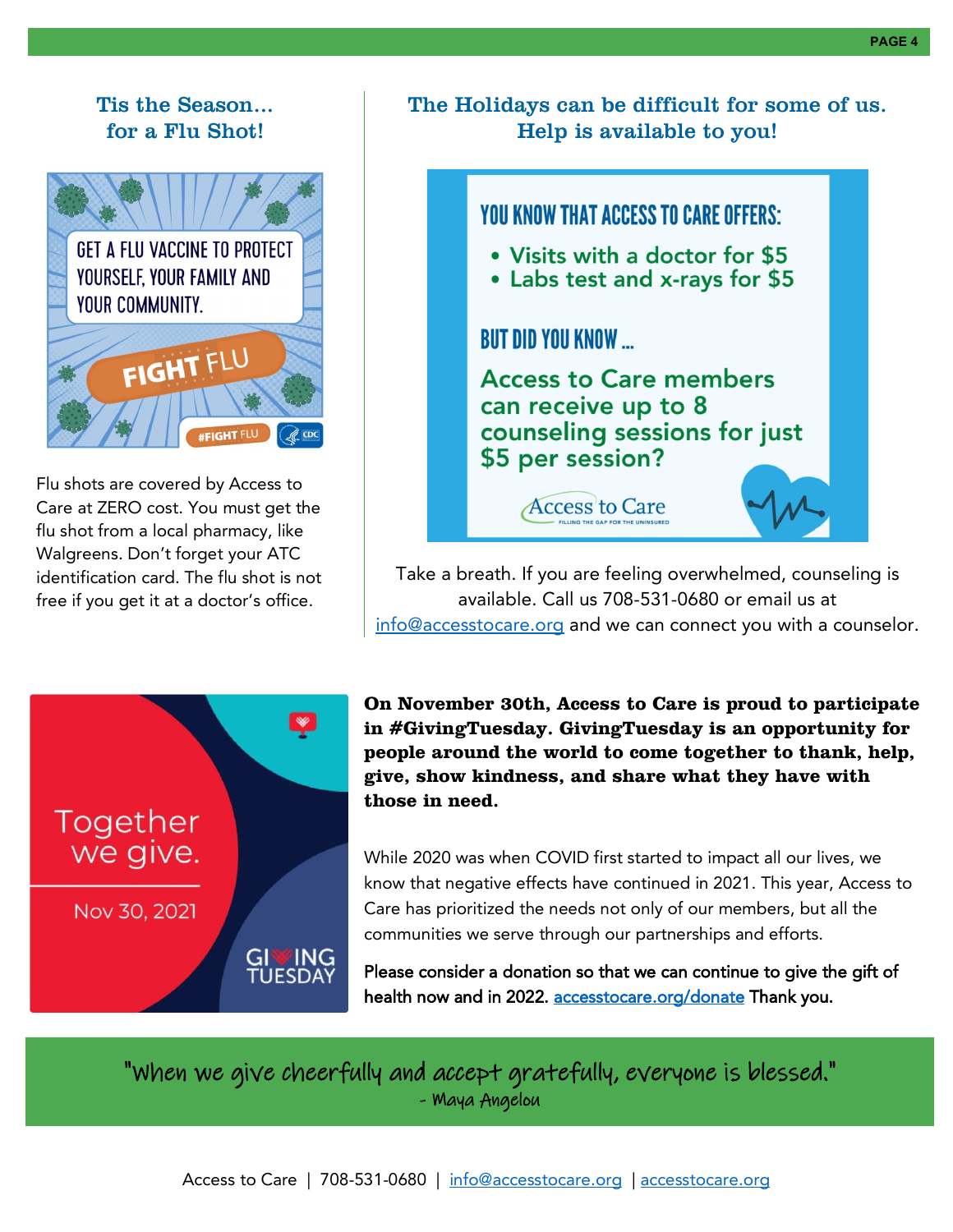## Tis the Season… for a Flu Shot!

GET A FLU VACCINE TO PROTECT YOURSELF, YOUR FAMILY AND YOUR COMMUNITY.

FIGHT FLU

#FIGHT FLU

Flu shots are covered by Access to Care at ZERO cost. You must get the flu shot from a local pharmacy, like Walgreens. Don't forget your ATC identification card. The flu shot is not free if you get it at a doctor's office.

## The Holidays can be difficult for some of us. Help is available to you!

YOU KNOW THAT ACCESS TO CARE OFFERS:

- Visits with a doctor for $5
- Labs test and x-rays for $5

BUT DID YOU KNOW …

Access to Care members can receive up to 8 counseling sessions for just $5 per session?

Access to Care
FILLING THE GAP FOR THE UNINSURED

Take a breath. If you are feeling overwhelmed, counseling is available. Call us 708-531-0680 or email us at info@accesstocare.org and we can connect you with a counselor.

Together we give.

Nov 30, 2021

GIVING TUESDAY

**On November 30th, Access to Care is proud to participate in #GivingTuesday. GivingTuesday is an opportunity for people around the world to come together to thank, help, give, show kindness, and share what they have with those in need.**

While 2020 was when COVID first started to impact all our lives, we know that negative effects have continued in 2021. This year, Access to Care has prioritized the needs not only of our members, but all the communities we serve through our partnerships and efforts.

Please consider a donation so that we can continue to give the gift of health now and in 2022. accesstocare.org/donate Thank you.

"When we give cheerfully and accept gratefully, everyone is blessed."
- Maya Angelou

Access to Care | 708-531-0680 | info@accesstocare.org | accesstocare.org